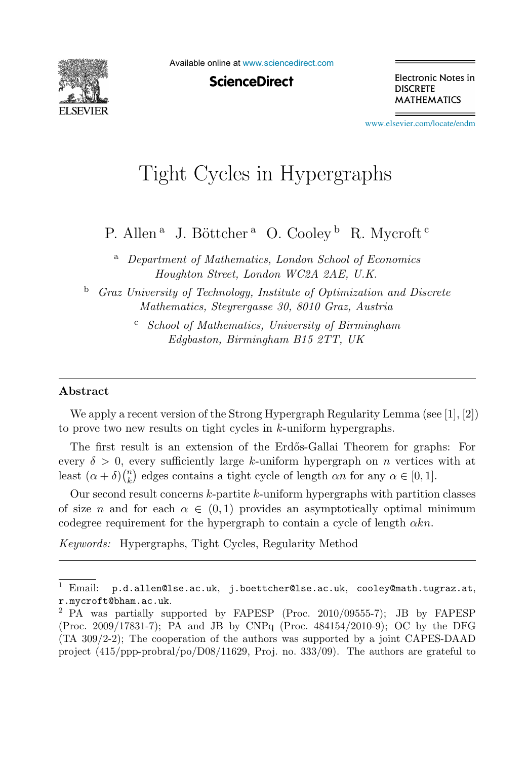# Tight Cycles in Hypergraphs

P. Allen [a] J. Böttcher [a] O. Cooley [b] R. Mycroft [c]

[a] *Department of Mathematics, London School of Economics Houghton Street, London WC2A 2AE, U.K.*

[b] *Graz University of Technology, Institute of Optimization and Discrete Mathematics, Steyrergasse 30, 8010 Graz, Austria*

[c] *School of Mathematics, University of Birmingham Edgbaston, Birmingham B15 2TT, UK*

---

### Abstract

We apply a recent version of the Strong Hypergraph Regularity Lemma (see [1], [2]) to prove two new results on tight cycles in $k$-uniform hypergraphs.

The first result is an extension of the Erdős-Gallai Theorem for graphs: For every $\delta > 0$, every sufficiently large $k$-uniform hypergraph on $n$ vertices with at least $(\alpha + \delta)\binom{n}{k}$ edges contains a tight cycle of length $\alpha n$ for any $\alpha \in [0, 1]$.

Our second result concerns $k$-partite $k$-uniform hypergraphs with partition classes of size $n$ and for each $\alpha \in (0, 1)$ provides an asymptotically optimal minimum codegree requirement for the hypergraph to contain a cycle of length $\alpha kn$.

*Keywords:* Hypergraphs, Tight Cycles, Regularity Method

---

[1] Email: p.d.allen@lse.ac.uk, j.boettcher@lse.ac.uk, cooley@math.tugraz.at, r.mycroft@bham.ac.uk.

[2] PA was partially supported by FAPESP (Proc. 2010/09555-7); JB by FAPESP (Proc. 2009/17831-7); PA and JB by CNPq (Proc. 484154/2010-9); OC by the DFG (TA 309/2-2); The cooperation of the authors was supported by a joint CAPES-DAAD project (415/ppp-probral/po/D08/11629, Proj. no. 333/09). The authors are grateful to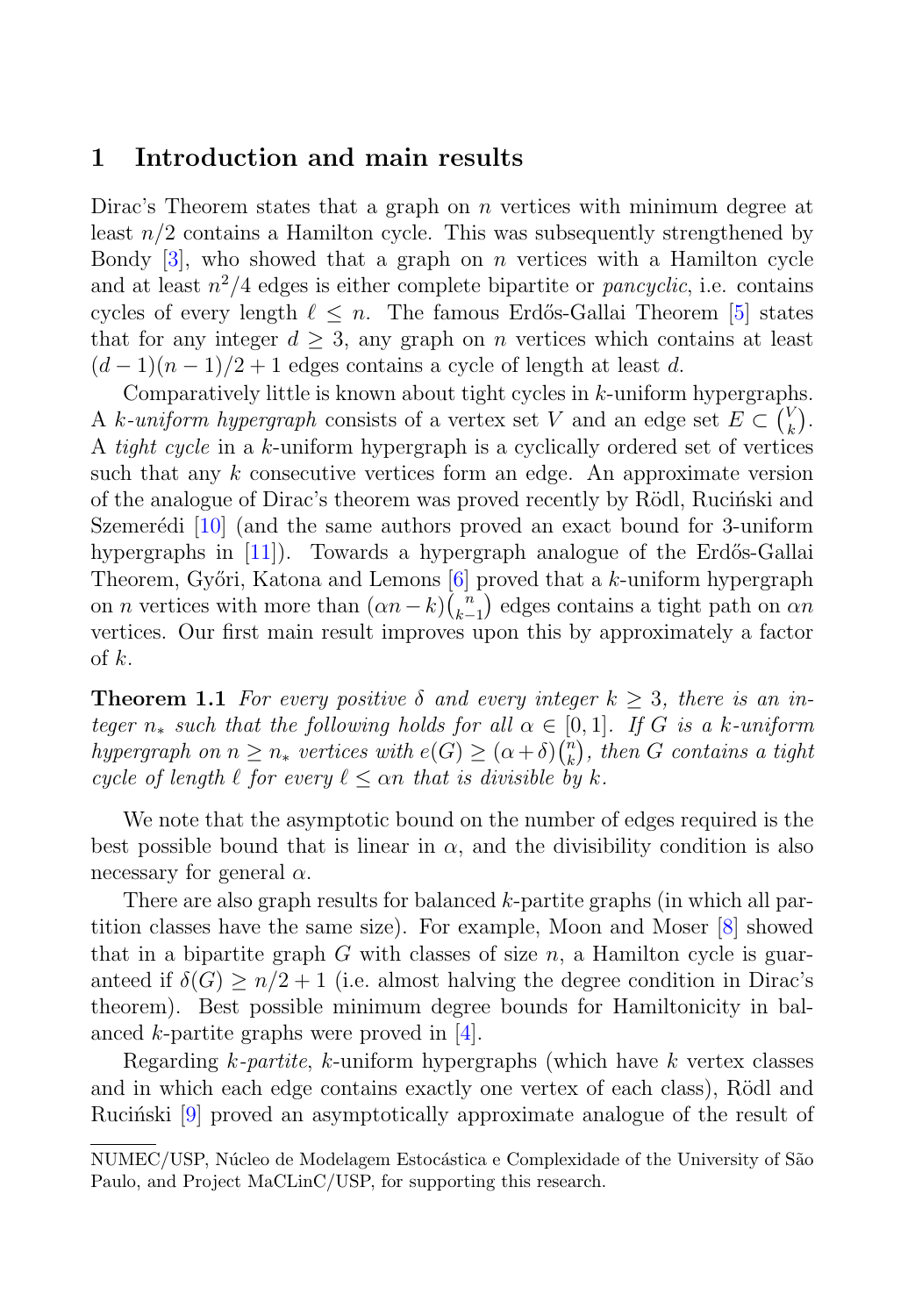## 1 Introduction and main results

Dirac's Theorem states that a graph on $n$ vertices with minimum degree at least $n/2$ contains a Hamilton cycle. This was subsequently strengthened by Bondy [3], who showed that a graph on $n$ vertices with a Hamilton cycle and at least $n^2/4$ edges is either complete bipartite or *pancyclic*, i.e. contains cycles of every length $\ell \leq n$. The famous Erdős-Gallai Theorem [5] states that for any integer $d \geq 3$, any graph on $n$ vertices which contains at least $(d-1)(n-1)/2+1$ edges contains a cycle of length at least $d$.

Comparatively little is known about tight cycles in $k$-uniform hypergraphs. A *$k$-uniform hypergraph* consists of a vertex set $V$ and an edge set $E \subset \binom{V}{k}$. A *tight cycle* in a $k$-uniform hypergraph is a cyclically ordered set of vertices such that any $k$ consecutive vertices form an edge. An approximate version of the analogue of Dirac's theorem was proved recently by Rödl, Ruciński and Szemerédi [10] (and the same authors proved an exact bound for 3-uniform hypergraphs in [11]). Towards a hypergraph analogue of the Erdős-Gallai Theorem, Győri, Katona and Lemons [6] proved that a $k$-uniform hypergraph on $n$ vertices with more than $(\alpha n - k)\binom{n}{k-1}$ edges contains a tight path on $\alpha n$ vertices. Our first main result improves upon this by approximately a factor of $k$.

**Theorem 1.1** *For every positive $\delta$ and every integer $k \geq 3$, there is an integer $n_*$ such that the following holds for all $\alpha \in [0,1]$. If $G$ is a $k$-uniform hypergraph on $n \geq n_*$ vertices with $e(G) \geq (\alpha+\delta)\binom{n}{k}$, then $G$ contains a tight cycle of length $\ell$ for every $\ell \leq \alpha n$ that is divisible by $k$.*

We note that the asymptotic bound on the number of edges required is the best possible bound that is linear in $\alpha$, and the divisibility condition is also necessary for general $\alpha$.

There are also graph results for balanced $k$-partite graphs (in which all partition classes have the same size). For example, Moon and Moser [8] showed that in a bipartite graph $G$ with classes of size $n$, a Hamilton cycle is guaranteed if $\delta(G) \geq n/2+1$ (i.e. almost halving the degree condition in Dirac's theorem). Best possible minimum degree bounds for Hamiltonicity in balanced $k$-partite graphs were proved in [4].

Regarding *$k$-partite*, $k$-uniform hypergraphs (which have $k$ vertex classes and in which each edge contains exactly one vertex of each class), Rödl and Ruciński [9] proved an asymptotically approximate analogue of the result of

NUMEC/USP, Núcleo de Modelagem Estocástica e Complexidade of the University of São Paulo, and Project MaCLinC/USP, for supporting this research.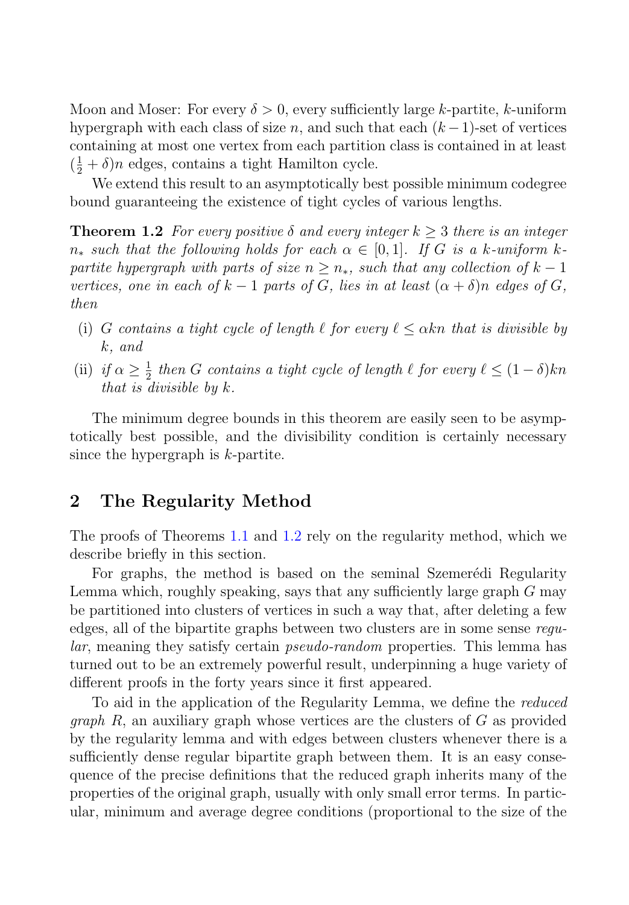Moon and Moser: For every $\delta > 0$, every sufficiently large $k$-partite, $k$-uniform hypergraph with each class of size $n$, and such that each $(k-1)$-set of vertices containing at most one vertex from each partition class is contained in at least $(\frac{1}{2} + \delta)n$ edges, contains a tight Hamilton cycle.

We extend this result to an asymptotically best possible minimum codegree bound guaranteeing the existence of tight cycles of various lengths.

**Theorem 1.2** *For every positive $\delta$ and every integer $k \geq 3$ there is an integer $n_*$ such that the following holds for each $\alpha \in [0, 1]$. If $G$ is a $k$-uniform $k$-partite hypergraph with parts of size $n \geq n_*$, such that any collection of $k-1$ vertices, one in each of $k-1$ parts of $G$, lies in at least $(\alpha + \delta)n$ edges of $G$, then*

- (i) *$G$ contains a tight cycle of length $\ell$ for every $\ell \leq \alpha kn$ that is divisible by $k$, and*
- (ii) *if $\alpha \geq \frac{1}{2}$ then $G$ contains a tight cycle of length $\ell$ for every $\ell \leq (1-\delta)kn$ that is divisible by $k$.*

The minimum degree bounds in this theorem are easily seen to be asymptotically best possible, and the divisibility condition is certainly necessary since the hypergraph is $k$-partite.

## 2 The Regularity Method

The proofs of Theorems 1.1 and 1.2 rely on the regularity method, which we describe briefly in this section.

For graphs, the method is based on the seminal Szemerédi Regularity Lemma which, roughly speaking, says that any sufficiently large graph $G$ may be partitioned into clusters of vertices in such a way that, after deleting a few edges, all of the bipartite graphs between two clusters are in some sense *regular*, meaning they satisfy certain *pseudo-random* properties. This lemma has turned out to be an extremely powerful result, underpinning a huge variety of different proofs in the forty years since it first appeared.

To aid in the application of the Regularity Lemma, we define the *reduced graph* $R$, an auxiliary graph whose vertices are the clusters of $G$ as provided by the regularity lemma and with edges between clusters whenever there is a sufficiently dense regular bipartite graph between them. It is an easy consequence of the precise definitions that the reduced graph inherits many of the properties of the original graph, usually with only small error terms. In particular, minimum and average degree conditions (proportional to the size of the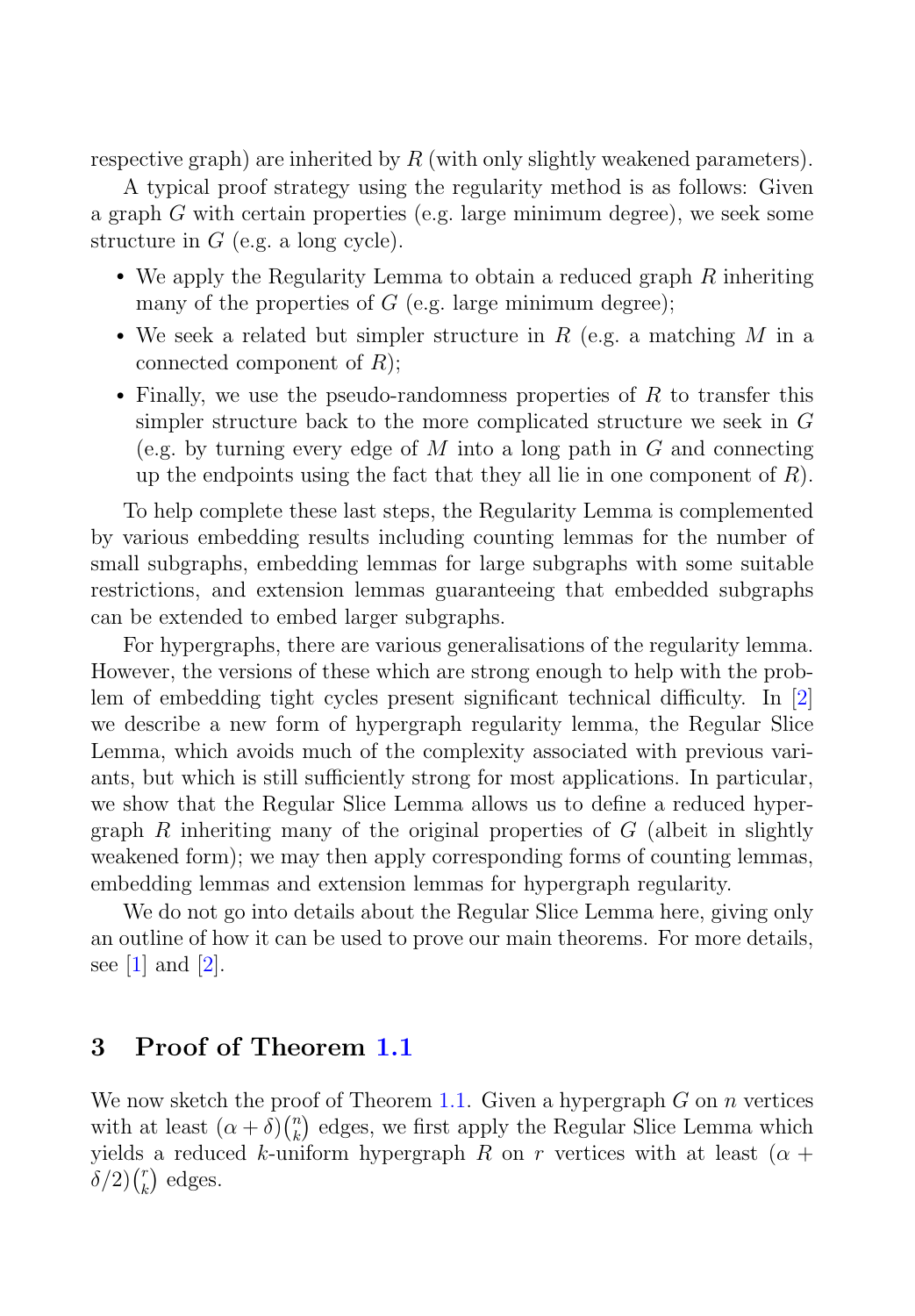respective graph) are inherited by $R$ (with only slightly weakened parameters).

A typical proof strategy using the regularity method is as follows: Given a graph $G$ with certain properties (e.g. large minimum degree), we seek some structure in $G$ (e.g. a long cycle).

- We apply the Regularity Lemma to obtain a reduced graph $R$ inheriting many of the properties of $G$ (e.g. large minimum degree);
- We seek a related but simpler structure in $R$ (e.g. a matching $M$ in a connected component of $R$);
- Finally, we use the pseudo-randomness properties of $R$ to transfer this simpler structure back to the more complicated structure we seek in $G$ (e.g. by turning every edge of $M$ into a long path in $G$ and connecting up the endpoints using the fact that they all lie in one component of $R$).

To help complete these last steps, the Regularity Lemma is complemented by various embedding results including counting lemmas for the number of small subgraphs, embedding lemmas for large subgraphs with some suitable restrictions, and extension lemmas guaranteeing that embedded subgraphs can be extended to embed larger subgraphs.

For hypergraphs, there are various generalisations of the regularity lemma. However, the versions of these which are strong enough to help with the problem of embedding tight cycles present significant technical difficulty. In [2] we describe a new form of hypergraph regularity lemma, the Regular Slice Lemma, which avoids much of the complexity associated with previous variants, but which is still sufficiently strong for most applications. In particular, we show that the Regular Slice Lemma allows us to define a reduced hypergraph $R$ inheriting many of the original properties of $G$ (albeit in slightly weakened form); we may then apply corresponding forms of counting lemmas, embedding lemmas and extension lemmas for hypergraph regularity.

We do not go into details about the Regular Slice Lemma here, giving only an outline of how it can be used to prove our main theorems. For more details, see [1] and [2].

## 3 Proof of Theorem 1.1

We now sketch the proof of Theorem 1.1. Given a hypergraph $G$ on $n$ vertices with at least $(\alpha + \delta)\binom{n}{k}$ edges, we first apply the Regular Slice Lemma which yields a reduced $k$-uniform hypergraph $R$ on $r$ vertices with at least $(\alpha + \delta/2)\binom{r}{k}$ edges.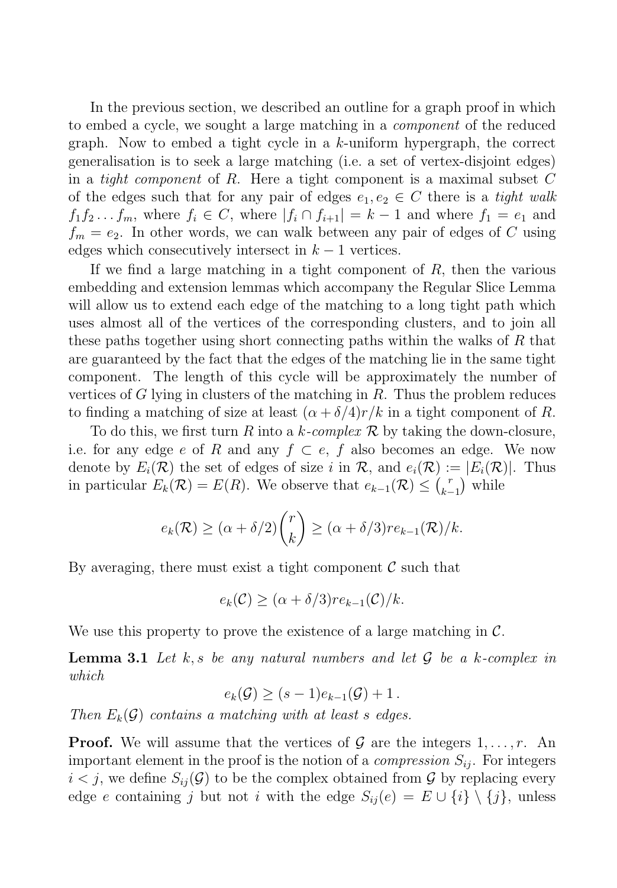In the previous section, we described an outline for a graph proof in which to embed a cycle, we sought a large matching in a *component* of the reduced graph. Now to embed a tight cycle in a $k$-uniform hypergraph, the correct generalisation is to seek a large matching (i.e. a set of vertex-disjoint edges) in a *tight component* of $R$. Here a tight component is a maximal subset $C$ of the edges such that for any pair of edges $e_1, e_2 \in C$ there is a *tight walk* $f_1 f_2 \dots f_m$, where $f_i \in C$, where $|f_i \cap f_{i+1}| = k-1$ and where $f_1 = e_1$ and $f_m = e_2$. In other words, we can walk between any pair of edges of $C$ using edges which consecutively intersect in $k-1$ vertices.

If we find a large matching in a tight component of $R$, then the various embedding and extension lemmas which accompany the Regular Slice Lemma will allow us to extend each edge of the matching to a long tight path which uses almost all of the vertices of the corresponding clusters, and to join all these paths together using short connecting paths within the walks of $R$ that are guaranteed by the fact that the edges of the matching lie in the same tight component. The length of this cycle will be approximately the number of vertices of $G$ lying in clusters of the matching in $R$. Thus the problem reduces to finding a matching of size at least $(\alpha + \delta/4)r/k$ in a tight component of $R$.

To do this, we first turn $R$ into a *$k$-complex* $\mathcal{R}$ by taking the down-closure, i.e. for any edge $e$ of $R$ and any $f \subset e$, $f$ also becomes an edge. We now denote by $E_i(\mathcal{R})$ the set of edges of size $i$ in $\mathcal{R}$, and $e_i(\mathcal{R}) := |E_i(\mathcal{R})|$. Thus in particular $E_k(\mathcal{R}) = E(R)$. We observe that $e_{k-1}(\mathcal{R}) \leq \binom{r}{k-1}$ while

$$e_k(\mathcal{R}) \geq (\alpha + \delta/2)\binom{r}{k} \geq (\alpha + \delta/3) r e_{k-1}(\mathcal{R})/k.$$

By averaging, there must exist a tight component $\mathcal{C}$ such that

$$e_k(\mathcal{C}) \geq (\alpha + \delta/3) r e_{k-1}(\mathcal{C})/k.$$

We use this property to prove the existence of a large matching in $\mathcal{C}$.

**Lemma 3.1** *Let $k, s$ be any natural numbers and let $\mathcal{G}$ be a $k$-complex in which*

$$e_k(\mathcal{G}) \geq (s-1)e_{k-1}(\mathcal{G}) + 1\,.$$

*Then $E_k(\mathcal{G})$ contains a matching with at least $s$ edges.*

**Proof.** We will assume that the vertices of $\mathcal{G}$ are the integers $1, \dots, r$. An important element in the proof is the notion of a *compression* $S_{ij}$. For integers $i < j$, we define $S_{ij}(\mathcal{G})$ to be the complex obtained from $\mathcal{G}$ by replacing every edge $e$ containing $j$ but not $i$ with the edge $S_{ij}(e) = E \cup \{i\} \setminus \{j\}$, unless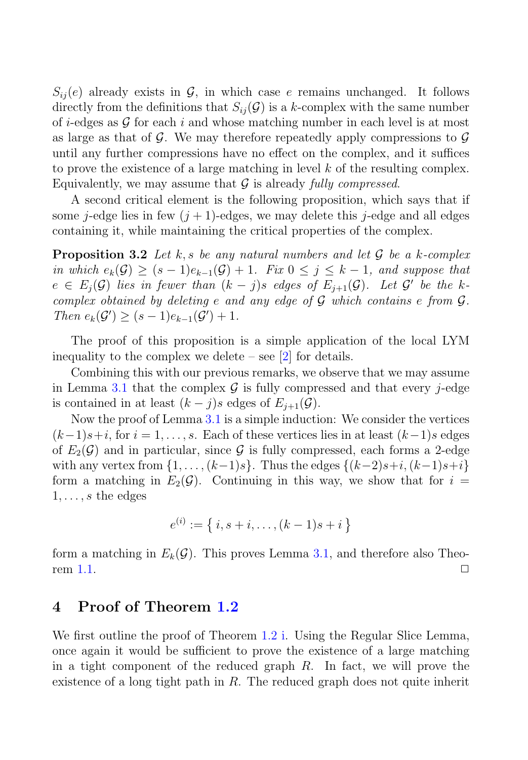$S_{ij}(e)$ already exists in $\mathcal{G}$, in which case $e$ remains unchanged. It follows directly from the definitions that $S_{ij}(\mathcal{G})$ is a $k$-complex with the same number of $i$-edges as $\mathcal{G}$ for each $i$ and whose matching number in each level is at most as large as that of $\mathcal{G}$. We may therefore repeatedly apply compressions to $\mathcal{G}$ until any further compressions have no effect on the complex, and it suffices to prove the existence of a large matching in level $k$ of the resulting complex. Equivalently, we may assume that $\mathcal{G}$ is already *fully compressed*.

A second critical element is the following proposition, which says that if some $j$-edge lies in few $(j+1)$-edges, we may delete this $j$-edge and all edges containing it, while maintaining the critical properties of the complex.

**Proposition 3.2** *Let $k, s$ be any natural numbers and let $\mathcal{G}$ be a $k$-complex in which $e_k(\mathcal{G}) \geq (s-1)e_{k-1}(\mathcal{G}) + 1$. Fix $0 \leq j \leq k-1$, and suppose that $e \in E_j(\mathcal{G})$ lies in fewer than $(k-j)s$ edges of $E_{j+1}(\mathcal{G})$. Let $\mathcal{G}'$ be the $k$-complex obtained by deleting $e$ and any edge of $\mathcal{G}$ which contains $e$ from $\mathcal{G}$. Then $e_k(\mathcal{G}') \geq (s-1)e_{k-1}(\mathcal{G}') + 1$.*

The proof of this proposition is a simple application of the local LYM inequality to the complex we delete – see [2] for details.

Combining this with our previous remarks, we observe that we may assume in Lemma 3.1 that the complex $\mathcal{G}$ is fully compressed and that every $j$-edge is contained in at least $(k-j)s$ edges of $E_{j+1}(\mathcal{G})$.

Now the proof of Lemma 3.1 is a simple induction: We consider the vertices $(k-1)s+i$, for $i = 1, \dots, s$. Each of these vertices lies in at least $(k-1)s$ edges of $E_2(\mathcal{G})$ and in particular, since $\mathcal{G}$ is fully compressed, each forms a 2-edge with any vertex from $\{1, \dots, (k-1)s\}$. Thus the edges $\{(k-2)s+i, (k-1)s+i\}$ form a matching in $E_2(\mathcal{G})$. Continuing in this way, we show that for $i = 1, \dots, s$ the edges

$$e^{(i)} := \{\, i, s+i, \dots, (k-1)s+i \,\}$$

form a matching in $E_k(\mathcal{G})$. This proves Lemma 3.1, and therefore also Theorem 1.1. □

## 4 Proof of Theorem 1.2

We first outline the proof of Theorem 1.2 i. Using the Regular Slice Lemma, once again it would be sufficient to prove the existence of a large matching in a tight component of the reduced graph $R$. In fact, we will prove the existence of a long tight path in $R$. The reduced graph does not quite inherit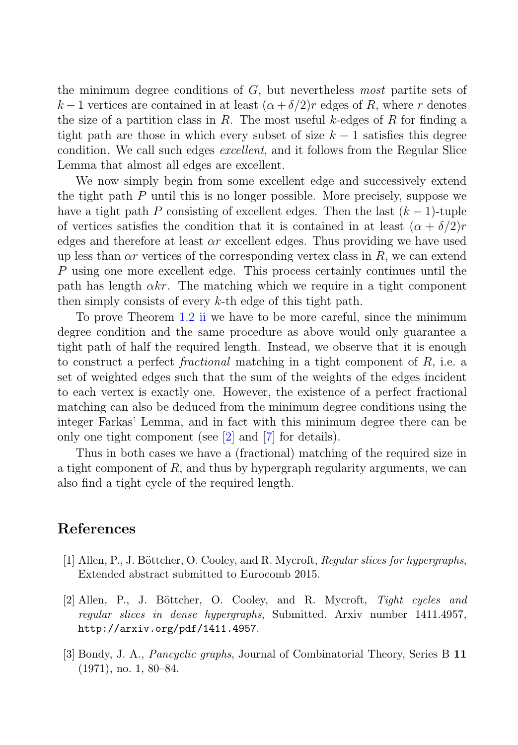the minimum degree conditions of $G$, but nevertheless *most* partite sets of $k-1$ vertices are contained in at least $(\alpha + \delta/2)r$ edges of $R$, where $r$ denotes the size of a partition class in $R$. The most useful $k$-edges of $R$ for finding a tight path are those in which every subset of size $k-1$ satisfies this degree condition. We call such edges *excellent*, and it follows from the Regular Slice Lemma that almost all edges are excellent.

We now simply begin from some excellent edge and successively extend the tight path $P$ until this is no longer possible. More precisely, suppose we have a tight path $P$ consisting of excellent edges. Then the last $(k-1)$-tuple of vertices satisfies the condition that it is contained in at least $(\alpha + \delta/2)r$ edges and therefore at least $\alpha r$ excellent edges. Thus providing we have used up less than $\alpha r$ vertices of the corresponding vertex class in $R$, we can extend $P$ using one more excellent edge. This process certainly continues until the path has length $\alpha k r$. The matching which we require in a tight component then simply consists of every $k$-th edge of this tight path.

To prove Theorem 1.2 ii we have to be more careful, since the minimum degree condition and the same procedure as above would only guarantee a tight path of half the required length. Instead, we observe that it is enough to construct a perfect *fractional* matching in a tight component of $R$, i.e. a set of weighted edges such that the sum of the weights of the edges incident to each vertex is exactly one. However, the existence of a perfect fractional matching can also be deduced from the minimum degree conditions using the integer Farkas' Lemma, and in fact with this minimum degree there can be only one tight component (see [2] and [7] for details).

Thus in both cases we have a (fractional) matching of the required size in a tight component of $R$, and thus by hypergraph regularity arguments, we can also find a tight cycle of the required length.

## References

[1] Allen, P., J. Böttcher, O. Cooley, and R. Mycroft, *Regular slices for hypergraphs*, Extended abstract submitted to Eurocomb 2015.

[2] Allen, P., J. Böttcher, O. Cooley, and R. Mycroft, *Tight cycles and regular slices in dense hypergraphs*, Submitted. Arxiv number 1411.4957, `http://arxiv.org/pdf/1411.4957`.

[3] Bondy, J. A., *Pancyclic graphs*, Journal of Combinatorial Theory, Series B **11** (1971), no. 1, 80–84.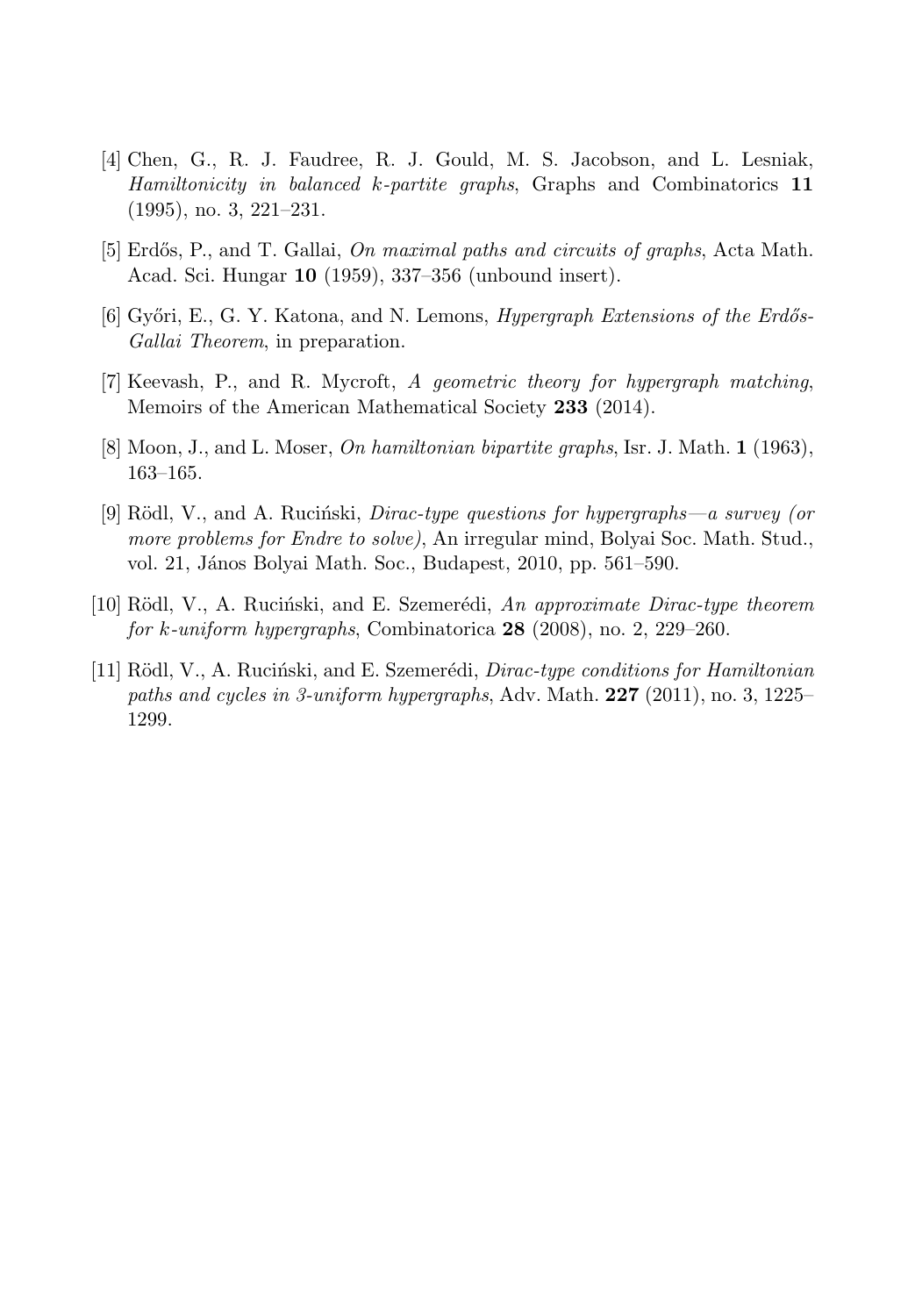[4] Chen, G., R. J. Faudree, R. J. Gould, M. S. Jacobson, and L. Lesniak, *Hamiltonicity in balanced $k$-partite graphs*, Graphs and Combinatorics **11** (1995), no. 3, 221–231.

[5] Erdős, P., and T. Gallai, *On maximal paths and circuits of graphs*, Acta Math. Acad. Sci. Hungar **10** (1959), 337–356 (unbound insert).

[6] Győri, E., G. Y. Katona, and N. Lemons, *Hypergraph Extensions of the Erdős-Gallai Theorem*, in preparation.

[7] Keevash, P., and R. Mycroft, *A geometric theory for hypergraph matching*, Memoirs of the American Mathematical Society **233** (2014).

[8] Moon, J., and L. Moser, *On hamiltonian bipartite graphs*, Isr. J. Math. **1** (1963), 163–165.

[9] Rödl, V., and A. Ruciński, *Dirac-type questions for hypergraphs—a survey (or more problems for Endre to solve)*, An irregular mind, Bolyai Soc. Math. Stud., vol. 21, János Bolyai Math. Soc., Budapest, 2010, pp. 561–590.

[10] Rödl, V., A. Ruciński, and E. Szemerédi, *An approximate Dirac-type theorem for $k$-uniform hypergraphs*, Combinatorica **28** (2008), no. 2, 229–260.

[11] Rödl, V., A. Ruciński, and E. Szemerédi, *Dirac-type conditions for Hamiltonian paths and cycles in 3-uniform hypergraphs*, Adv. Math. **227** (2011), no. 3, 1225–1299.